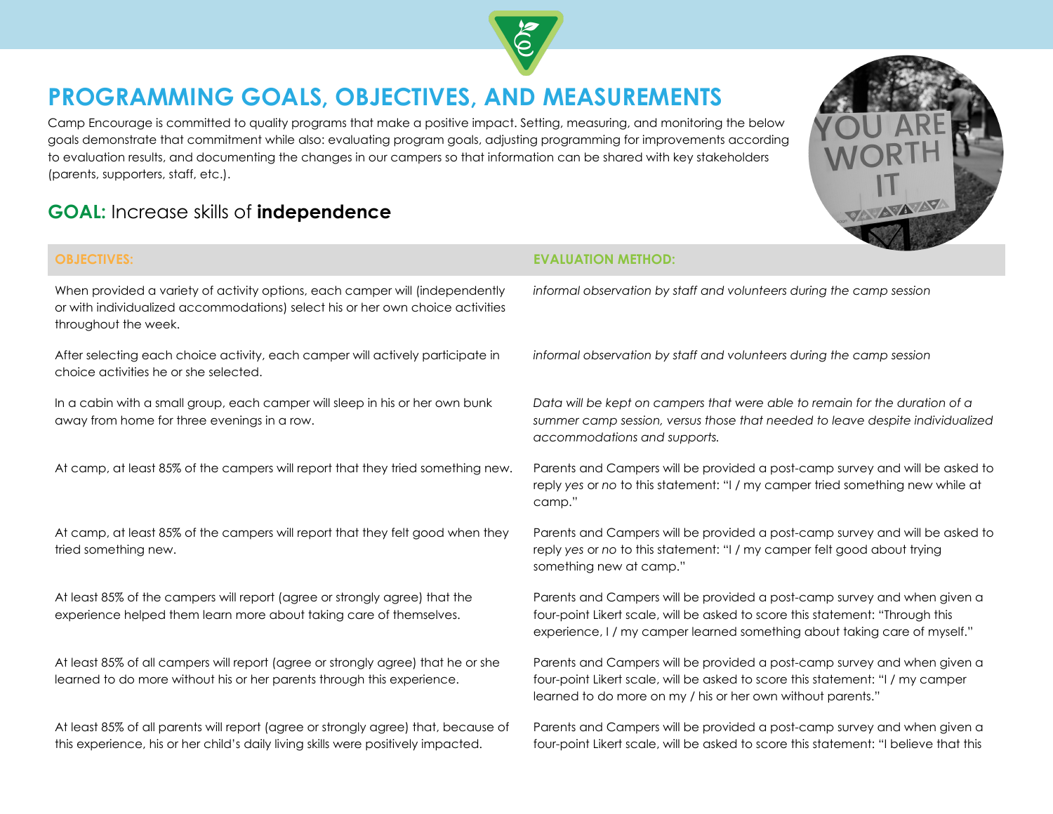# PROGRAMMING GOALS, OBJECTIVES, AND MEASUREMENTS

Camp Encourage is committed to quality programs that make a positive impact. Setting, measuring, and monitoring the below goals demonstrate that commitment while also: evaluating program goals, adjusting programming for improvements according to evaluation results, and documenting the changes in our campers so that information can be shared with key stakeholders (parents, supporters, staff, etc.).

## GOAL: Increase skills of **independence**

| OBJECTIVES: | EVALUATION METHOD: |
|---|---|
| When provided a variety of activity options, each camper will (independently or with individualized accommodations) select his or her own choice activities throughout the week. | *informal observation by staff and volunteers during the camp session* |
| After selecting each choice activity, each camper will actively participate in choice activities he or she selected. | *informal observation by staff and volunteers during the camp session* |
| In a cabin with a small group, each camper will sleep in his or her own bunk away from home for three evenings in a row. | *Data will be kept on campers that were able to remain for the duration of a summer camp session, versus those that needed to leave despite individualized accommodations and supports.* |
| At camp, at least 85% of the campers will report that they tried something new. | Parents and Campers will be provided a post-camp survey and will be asked to reply *yes* or *no* to this statement: "I / my camper tried something new while at camp." |
| At camp, at least 85% of the campers will report that they felt good when they tried something new. | Parents and Campers will be provided a post-camp survey and will be asked to reply *yes* or *no* to this statement: "I / my camper felt good about trying something new at camp." |
| At least 85% of the campers will report (agree or strongly agree) that the experience helped them learn more about taking care of themselves. | Parents and Campers will be provided a post-camp survey and when given a four-point Likert scale, will be asked to score this statement: "Through this experience, I / my camper learned something about taking care of myself." |
| At least 85% of all campers will report (agree or strongly agree) that he or she learned to do more without his or her parents through this experience. | Parents and Campers will be provided a post-camp survey and when given a four-point Likert scale, will be asked to score this statement: "I / my camper learned to do more on my / his or her own without parents." |
| At least 85% of all parents will report (agree or strongly agree) that, because of this experience, his or her child's daily living skills were positively impacted. | Parents and Campers will be provided a post-camp survey and when given a four-point Likert scale, will be asked to score this statement: "I believe that this |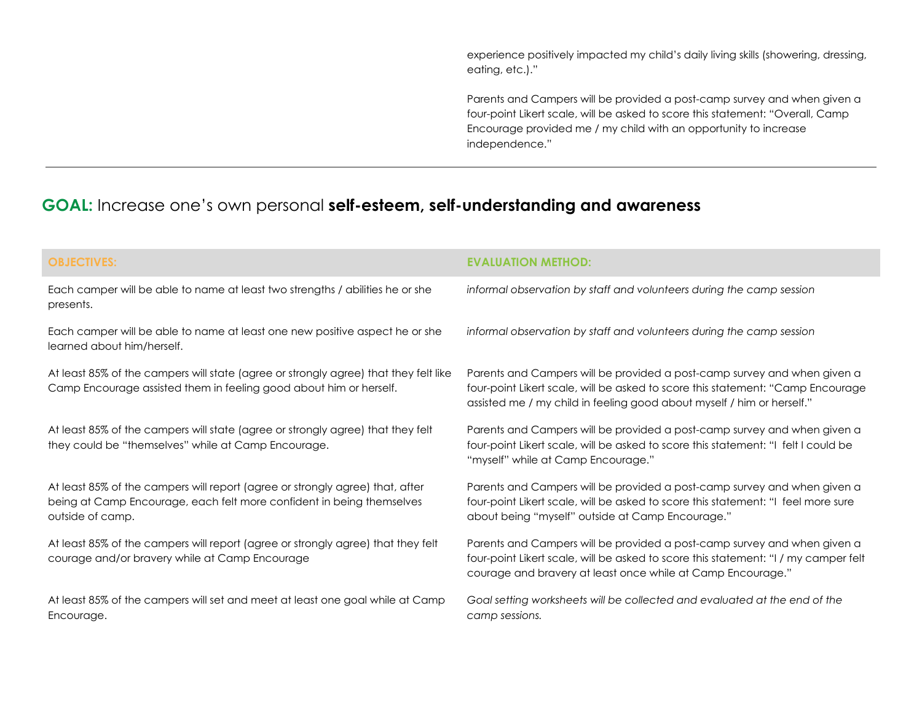| | |
|---|---|
| | experience positively impacted my child's daily living skills (showering, dressing, eating, etc.)." |
| | Parents and Campers will be provided a post-camp survey and when given a four-point Likert scale, will be asked to score this statement: "Overall, Camp Encourage provided me / my child with an opportunity to increase independence." |

---

## **GOAL:** Increase one's own personal **self-esteem, self-understanding and awareness**

| OBJECTIVES: | EVALUATION METHOD: |
|---|---|
| Each camper will be able to name at least two strengths / abilities he or she presents. | *informal observation by staff and volunteers during the camp session* |
| Each camper will be able to name at least one new positive aspect he or she learned about him/herself. | *informal observation by staff and volunteers during the camp session* |
| At least 85% of the campers will state (agree or strongly agree) that they felt like Camp Encourage assisted them in feeling good about him or herself. | Parents and Campers will be provided a post-camp survey and when given a four-point Likert scale, will be asked to score this statement: "Camp Encourage assisted me / my child in feeling good about myself / him or herself." |
| At least 85% of the campers will state (agree or strongly agree) that they felt they could be "themselves" while at Camp Encourage. | Parents and Campers will be provided a post-camp survey and when given a four-point Likert scale, will be asked to score this statement: "I felt I could be "myself" while at Camp Encourage." |
| At least 85% of the campers will report (agree or strongly agree) that, after being at Camp Encourage, each felt more confident in being themselves outside of camp. | Parents and Campers will be provided a post-camp survey and when given a four-point Likert scale, will be asked to score this statement: "I feel more sure about being "myself" outside at Camp Encourage." |
| At least 85% of the campers will report (agree or strongly agree) that they felt courage and/or bravery while at Camp Encourage | Parents and Campers will be provided a post-camp survey and when given a four-point Likert scale, will be asked to score this statement: "I / my camper felt courage and bravery at least once while at Camp Encourage." |
| At least 85% of the campers will set and meet at least one goal while at Camp Encourage. | *Goal setting worksheets will be collected and evaluated at the end of the camp sessions.* |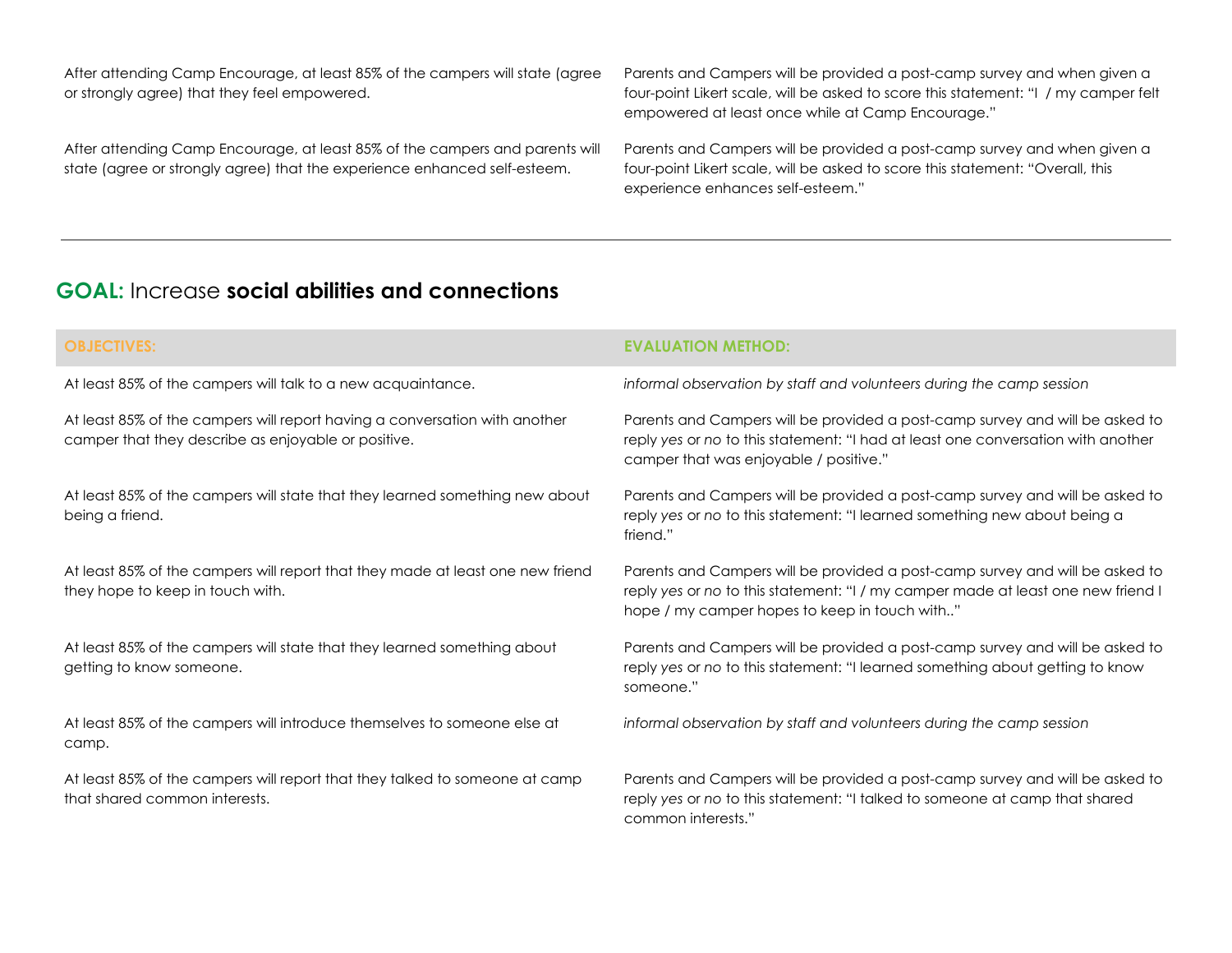| | |
|---|---|
| After attending Camp Encourage, at least 85% of the campers will state (agree or strongly agree) that they feel empowered. | Parents and Campers will be provided a post-camp survey and when given a four-point Likert scale, will be asked to score this statement: "I / my camper felt empowered at least once while at Camp Encourage." |
| After attending Camp Encourage, at least 85% of the campers and parents will state (agree or strongly agree) that the experience enhanced self-esteem. | Parents and Campers will be provided a post-camp survey and when given a four-point Likert scale, will be asked to score this statement: "Overall, this experience enhances self-esteem." |

## **GOAL:** Increase **social abilities and connections**

| **OBJECTIVES:** | **EVALUATION METHOD:** |
|---|---|
| At least 85% of the campers will talk to a new acquaintance. | *informal observation by staff and volunteers during the camp session* |
| At least 85% of the campers will report having a conversation with another camper that they describe as enjoyable or positive. | Parents and Campers will be provided a post-camp survey and will be asked to reply *yes* or *no* to this statement: "I had at least one conversation with another camper that was enjoyable / positive." |
| At least 85% of the campers will state that they learned something new about being a friend. | Parents and Campers will be provided a post-camp survey and will be asked to reply *yes* or *no* to this statement: "I learned something new about being a friend." |
| At least 85% of the campers will report that they made at least one new friend they hope to keep in touch with. | Parents and Campers will be provided a post-camp survey and will be asked to reply *yes* or *no* to this statement: "I / my camper made at least one new friend I hope / my camper hopes to keep in touch with.." |
| At least 85% of the campers will state that they learned something about getting to know someone. | Parents and Campers will be provided a post-camp survey and will be asked to reply *yes* or *no* to this statement: "I learned something about getting to know someone." |
| At least 85% of the campers will introduce themselves to someone else at camp. | *informal observation by staff and volunteers during the camp session* |
| At least 85% of the campers will report that they talked to someone at camp that shared common interests. | Parents and Campers will be provided a post-camp survey and will be asked to reply *yes* or *no* to this statement: "I talked to someone at camp that shared common interests." |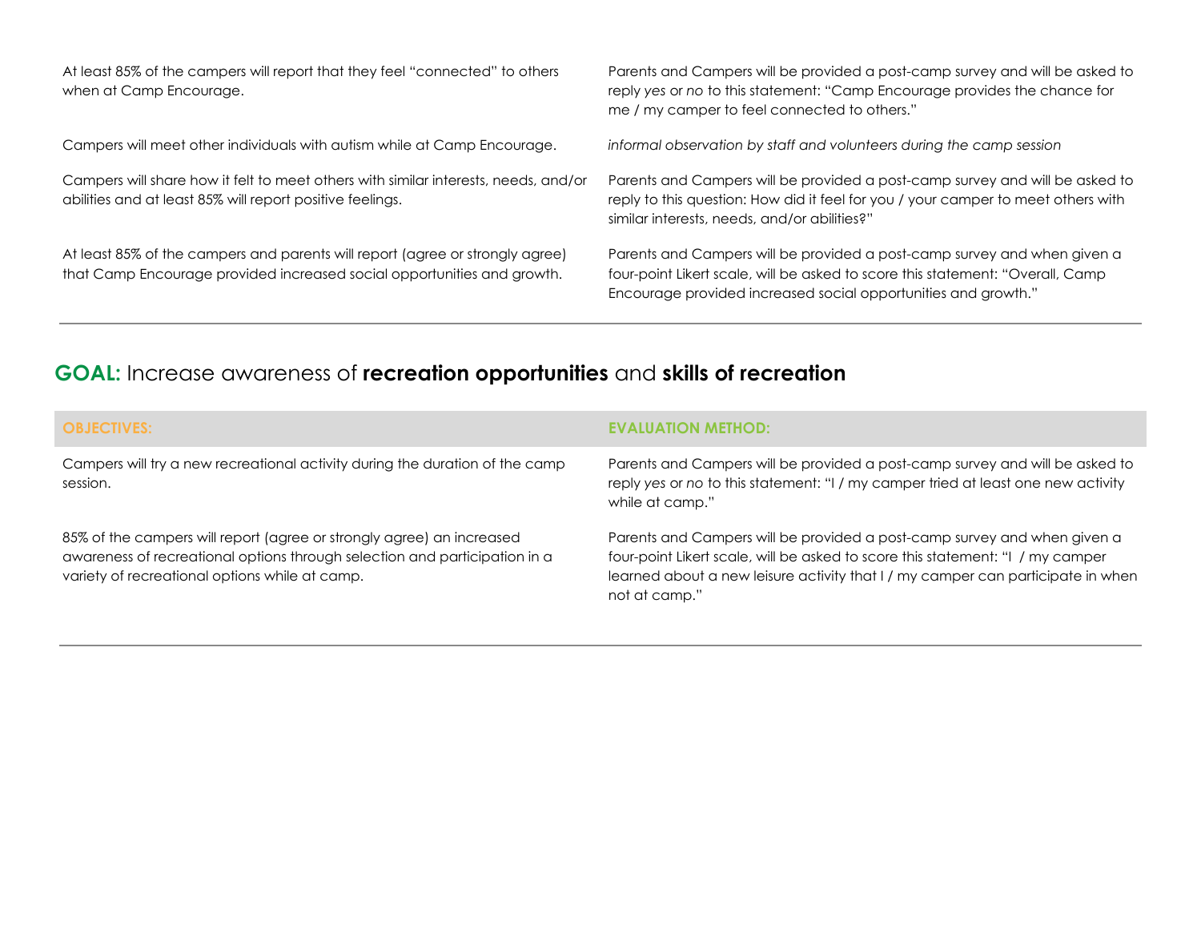| | |
|---|---|
| At least 85% of the campers will report that they feel “connected” to others when at Camp Encourage. | Parents and Campers will be provided a post-camp survey and will be asked to reply *yes* or *no* to this statement: “Camp Encourage provides the chance for me / my camper to feel connected to others.” |
| Campers will meet other individuals with autism while at Camp Encourage. | *informal observation by staff and volunteers during the camp session* |
| Campers will share how it felt to meet others with similar interests, needs, and/or abilities and at least 85% will report positive feelings. | Parents and Campers will be provided a post-camp survey and will be asked to reply to this question: How did it feel for you / your camper to meet others with similar interests, needs, and/or abilities?” |
| At least 85% of the campers and parents will report (agree or strongly agree) that Camp Encourage provided increased social opportunities and growth. | Parents and Campers will be provided a post-camp survey and when given a four-point Likert scale, will be asked to score this statement: “Overall, Camp Encourage provided increased social opportunities and growth.” |

## **GOAL:** Increase awareness of **recreation opportunities** and **skills of recreation**

| OBJECTIVES: | EVALUATION METHOD: |
|---|---|
| Campers will try a new recreational activity during the duration of the camp session. | Parents and Campers will be provided a post-camp survey and will be asked to reply *yes* or *no* to this statement: “I / my camper tried at least one new activity while at camp.” |
| 85% of the campers will report (agree or strongly agree) an increased awareness of recreational options through selection and participation in a variety of recreational options while at camp. | Parents and Campers will be provided a post-camp survey and when given a four-point Likert scale, will be asked to score this statement: “I / my camper learned about a new leisure activity that I / my camper can participate in when not at camp.” |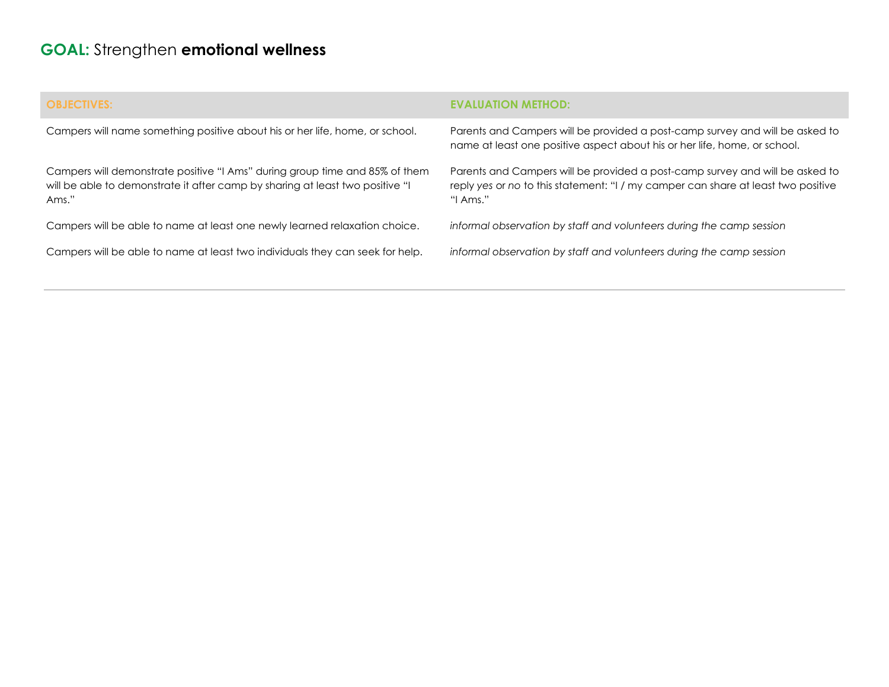## **GOAL:** Strengthen **emotional wellness**

| OBJECTIVES: | EVALUATION METHOD: |
|---|---|
| Campers will name something positive about his or her life, home, or school. | Parents and Campers will be provided a post-camp survey and will be asked to name at least one positive aspect about his or her life, home, or school. |
| Campers will demonstrate positive "I Ams" during group time and 85% of them will be able to demonstrate it after camp by sharing at least two positive "I Ams." | Parents and Campers will be provided a post-camp survey and will be asked to reply *yes* or *no* to this statement: "I / my camper can share at least two positive "I Ams." |
| Campers will be able to name at least one newly learned relaxation choice. | *informal observation by staff and volunteers during the camp session* |
| Campers will be able to name at least two individuals they can seek for help. | *informal observation by staff and volunteers during the camp session* |